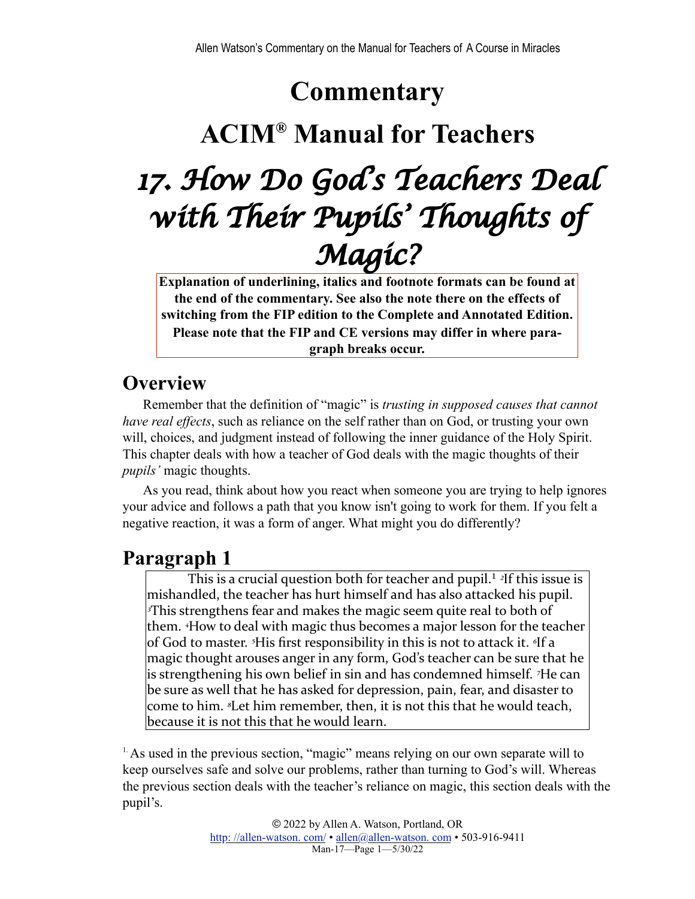# Commentary

# ACIM® Manual for Teachers

# *17. How Do God's Teachers Deal with Their Pupils' Thoughts of Magic?*

**Explanation of underlining, italics and footnote formats can be found at the end of the commentary. See also the note there on the effects of switching from the FIP edition to the Complete and Annotated Edition. Please note that the FIP and CE versions may differ in where paragraph breaks occur.**

## Overview

Remember that the definition of "magic" is *trusting in supposed causes that cannot have real effects*, such as reliance on the self rather than on God, or trusting your own will, choices, and judgment instead of following the inner guidance of the Holy Spirit. This chapter deals with how a teacher of God deals with the magic thoughts of their *pupils'* magic thoughts.

As you read, think about how you react when someone you are trying to help ignores your advice and follows a path that you know isn't going to work for them. If you felt a negative reaction, it was a form of anger. What might you do differently?

## Paragraph 1

> This is a crucial question both for teacher and pupil.[1] [2]If this issue is mishandled, the teacher has hurt himself and has also attacked his pupil. [3]This strengthens fear and makes the magic seem quite real to both of them. [4]How to deal with magic thus becomes a major lesson for the teacher of God to master. [5]His first responsibility in this is not to attack it. [6]If a magic thought arouses anger in any form, God's teacher can be sure that he is strengthening his own belief in sin and has condemned himself. [7]He can be sure as well that he has asked for depression, pain, fear, and disaster to come to him. [8]Let him remember, then, it is not this that he would teach, because it is not this that he would learn.

[1] As used in the previous section, "magic" means relying on our own separate will to keep ourselves safe and solve our problems, rather than turning to God's will. Whereas the previous section deals with the teacher's reliance on magic, this section deals with the pupil's.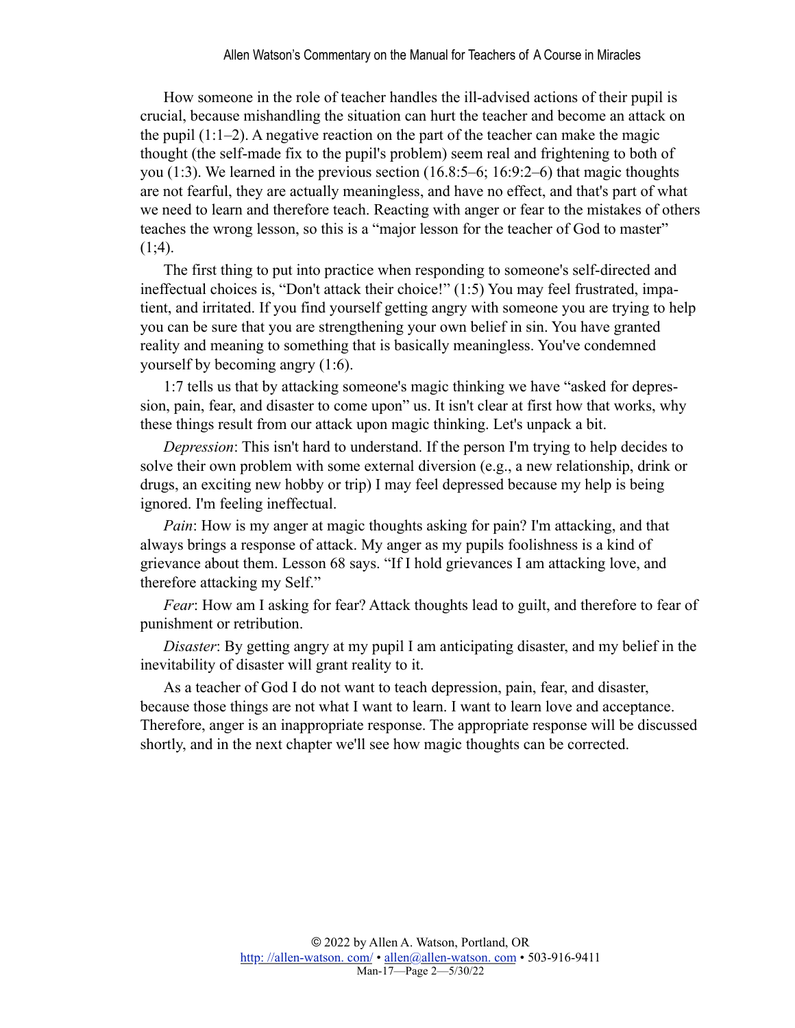How someone in the role of teacher handles the ill-advised actions of their pupil is crucial, because mishandling the situation can hurt the teacher and become an attack on the pupil (1:1–2). A negative reaction on the part of the teacher can make the magic thought (the self-made fix to the pupil's problem) seem real and frightening to both of you (1:3). We learned in the previous section (16.8:5–6; 16:9:2–6) that magic thoughts are not fearful, they are actually meaningless, and have no effect, and that's part of what we need to learn and therefore teach. Reacting with anger or fear to the mistakes of others teaches the wrong lesson, so this is a "major lesson for the teacher of God to master" (1;4).

The first thing to put into practice when responding to someone's self-directed and ineffectual choices is, "Don't attack their choice!" (1:5) You may feel frustrated, impatient, and irritated. If you find yourself getting angry with someone you are trying to help you can be sure that you are strengthening your own belief in sin. You have granted reality and meaning to something that is basically meaningless. You've condemned yourself by becoming angry (1:6).

1:7 tells us that by attacking someone's magic thinking we have "asked for depression, pain, fear, and disaster to come upon" us. It isn't clear at first how that works, why these things result from our attack upon magic thinking. Let's unpack a bit.

*Depression*: This isn't hard to understand. If the person I'm trying to help decides to solve their own problem with some external diversion (e.g., a new relationship, drink or drugs, an exciting new hobby or trip) I may feel depressed because my help is being ignored. I'm feeling ineffectual.

*Pain*: How is my anger at magic thoughts asking for pain? I'm attacking, and that always brings a response of attack. My anger as my pupils foolishness is a kind of grievance about them. Lesson 68 says. "If I hold grievances I am attacking love, and therefore attacking my Self."

*Fear*: How am I asking for fear? Attack thoughts lead to guilt, and therefore to fear of punishment or retribution.

*Disaster*: By getting angry at my pupil I am anticipating disaster, and my belief in the inevitability of disaster will grant reality to it.

As a teacher of God I do not want to teach depression, pain, fear, and disaster, because those things are not what I want to learn. I want to learn love and acceptance. Therefore, anger is an inappropriate response. The appropriate response will be discussed shortly, and in the next chapter we'll see how magic thoughts can be corrected.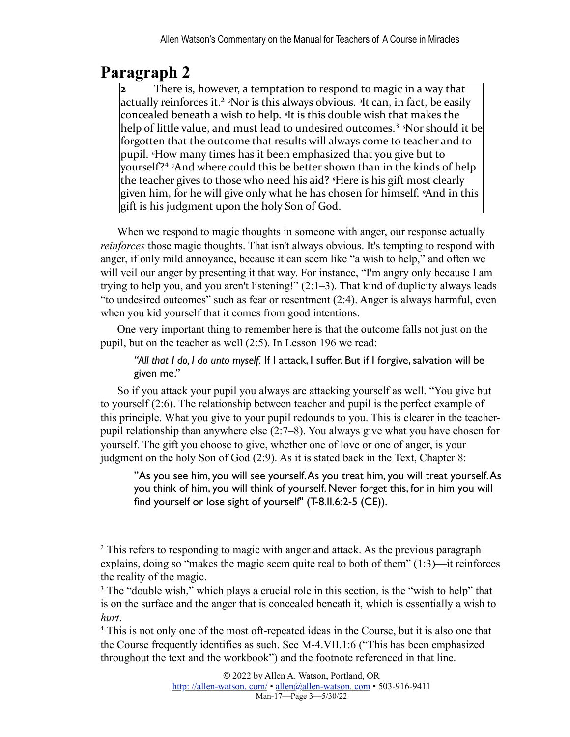# Paragraph 2

> 2 There is, however, a temptation to respond to magic in a way that actually reinforces it.[2] ²Nor is this always obvious. ³It can, in fact, be easily concealed beneath a wish to help. ⁴It is this double wish that makes the help of little value, and must lead to undesired outcomes.[3] ⁵Nor should it be forgotten that the outcome that results will always come to teacher and to pupil. ⁶How many times has it been emphasized that you give but to yourself?[4] ⁷And where could this be better shown than in the kinds of help the teacher gives to those who need his aid? ⁸Here is his gift most clearly given him, for he will give only what he has chosen for himself. ⁹And in this gift is his judgment upon the holy Son of God.

When we respond to magic thoughts in someone with anger, our response actually *reinforces* those magic thoughts. That isn't always obvious. It's tempting to respond with anger, if only mild annoyance, because it can seem like "a wish to help," and often we will veil our anger by presenting it that way. For instance, "I'm angry only because I am trying to help you, and you aren't listening!" (2:1–3). That kind of duplicity always leads "to undesired outcomes" such as fear or resentment (2:4). Anger is always harmful, even when you kid yourself that it comes from good intentions.

One very important thing to remember here is that the outcome falls not just on the pupil, but on the teacher as well (2:5). In Lesson 196 we read:

> *"All that I do, I do unto myself.* If I attack, I suffer. But if I forgive, salvation will be given me."

So if you attack your pupil you always are attacking yourself as well. "You give but to yourself (2:6). The relationship between teacher and pupil is the perfect example of this principle. What you give to your pupil redounds to you. This is clearer in the teacher-pupil relationship than anywhere else (2:7–8). You always give what you have chosen for yourself. The gift you choose to give, whether one of love or one of anger, is your judgment on the holy Son of God (2:9). As it is stated back in the Text, Chapter 8:

> "As you see him, you will see yourself. As you treat him, you will treat yourself. As you think of him, you will think of yourself. Never forget this, for in him you will find yourself or lose sight of yourself" (T-8.II.6:2-5 (CE)).

---

[2] This refers to responding to magic with anger and attack. As the previous paragraph explains, doing so "makes the magic seem quite real to both of them" (1:3)—it reinforces the reality of the magic.

[3] The "double wish," which plays a crucial role in this section, is the "wish to help" that is on the surface and the anger that is concealed beneath it, which is essentially a wish to *hurt*.

[4] This is not only one of the most oft-repeated ideas in the Course, but it is also one that the Course frequently identifies as such. See M-4.VII.1:6 ("This has been emphasized throughout the text and the workbook") and the footnote referenced in that line.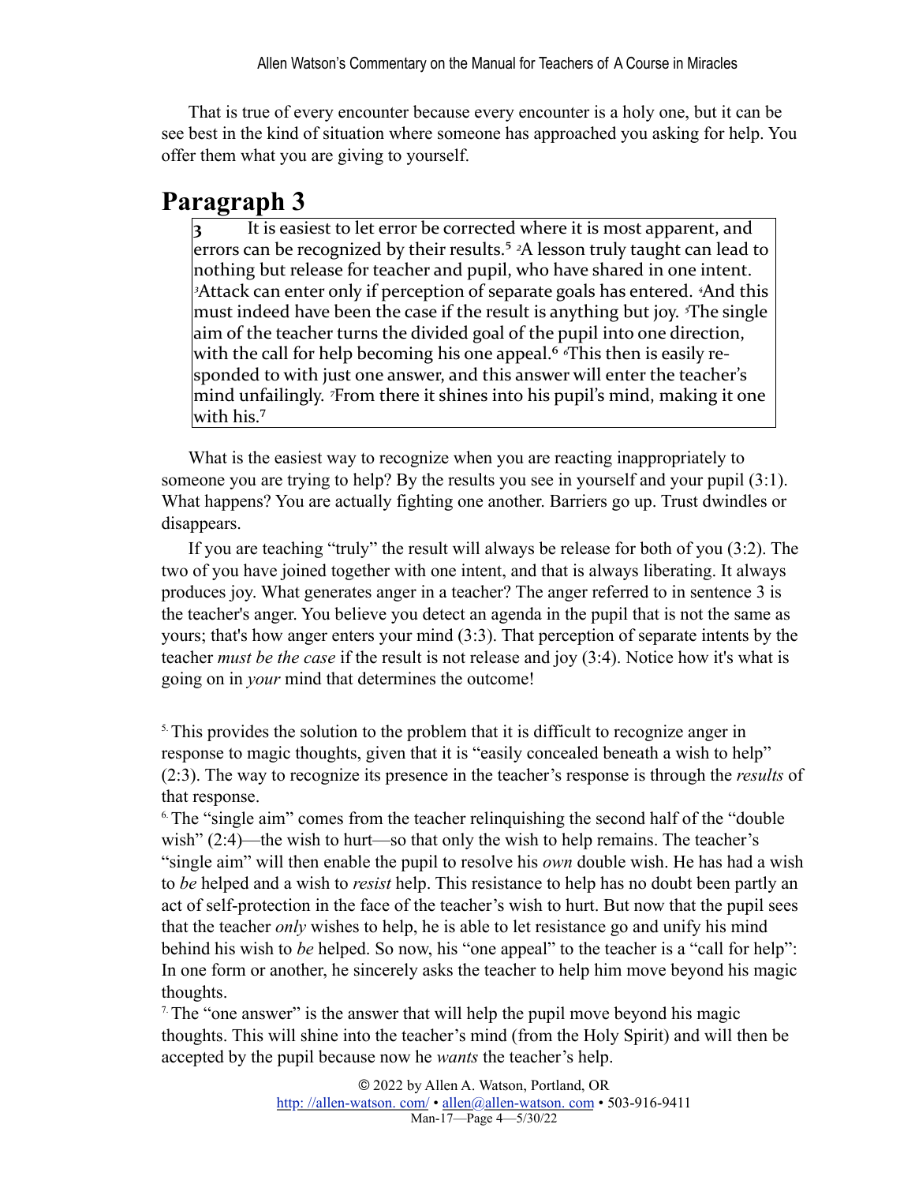That is true of every encounter because every encounter is a holy one, but it can be see best in the kind of situation where someone has approached you asking for help. You offer them what you are giving to yourself.

## Paragraph 3

> 3 It is easiest to let error be corrected where it is most apparent, and errors can be recognized by their results.[5] ²A lesson truly taught can lead to nothing but release for teacher and pupil, who have shared in one intent. ³Attack can enter only if perception of separate goals has entered. ⁴And this must indeed have been the case if the result is anything but joy. ⁵The single aim of the teacher turns the divided goal of the pupil into one direction, with the call for help becoming his one appeal.[6] ⁶This then is easily responded to with just one answer, and this answer will enter the teacher's mind unfailingly. ⁷From there it shines into his pupil's mind, making it one with his.[7]

What is the easiest way to recognize when you are reacting inappropriately to someone you are trying to help? By the results you see in yourself and your pupil (3:1). What happens? You are actually fighting one another. Barriers go up. Trust dwindles or disappears.

If you are teaching "truly" the result will always be release for both of you (3:2). The two of you have joined together with one intent, and that is always liberating. It always produces joy. What generates anger in a teacher? The anger referred to in sentence 3 is the teacher's anger. You believe you detect an agenda in the pupil that is not the same as yours; that's how anger enters your mind (3:3). That perception of separate intents by the teacher *must be the case* if the result is not release and joy (3:4). Notice how it's what is going on in *your* mind that determines the outcome!

---

[5] This provides the solution to the problem that it is difficult to recognize anger in response to magic thoughts, given that it is "easily concealed beneath a wish to help" (2:3). The way to recognize its presence in the teacher's response is through the *results* of that response.

[6] The "single aim" comes from the teacher relinquishing the second half of the "double wish" (2:4)—the wish to hurt—so that only the wish to help remains. The teacher's "single aim" will then enable the pupil to resolve his *own* double wish. He has had a wish to *be* helped and a wish to *resist* help. This resistance to help has no doubt been partly an act of self-protection in the face of the teacher's wish to hurt. But now that the pupil sees that the teacher *only* wishes to help, he is able to let resistance go and unify his mind behind his wish to *be* helped. So now, his "one appeal" to the teacher is a "call for help": In one form or another, he sincerely asks the teacher to help him move beyond his magic thoughts.

[7] The "one answer" is the answer that will help the pupil move beyond his magic thoughts. This will shine into the teacher's mind (from the Holy Spirit) and will then be accepted by the pupil because now he *wants* the teacher's help.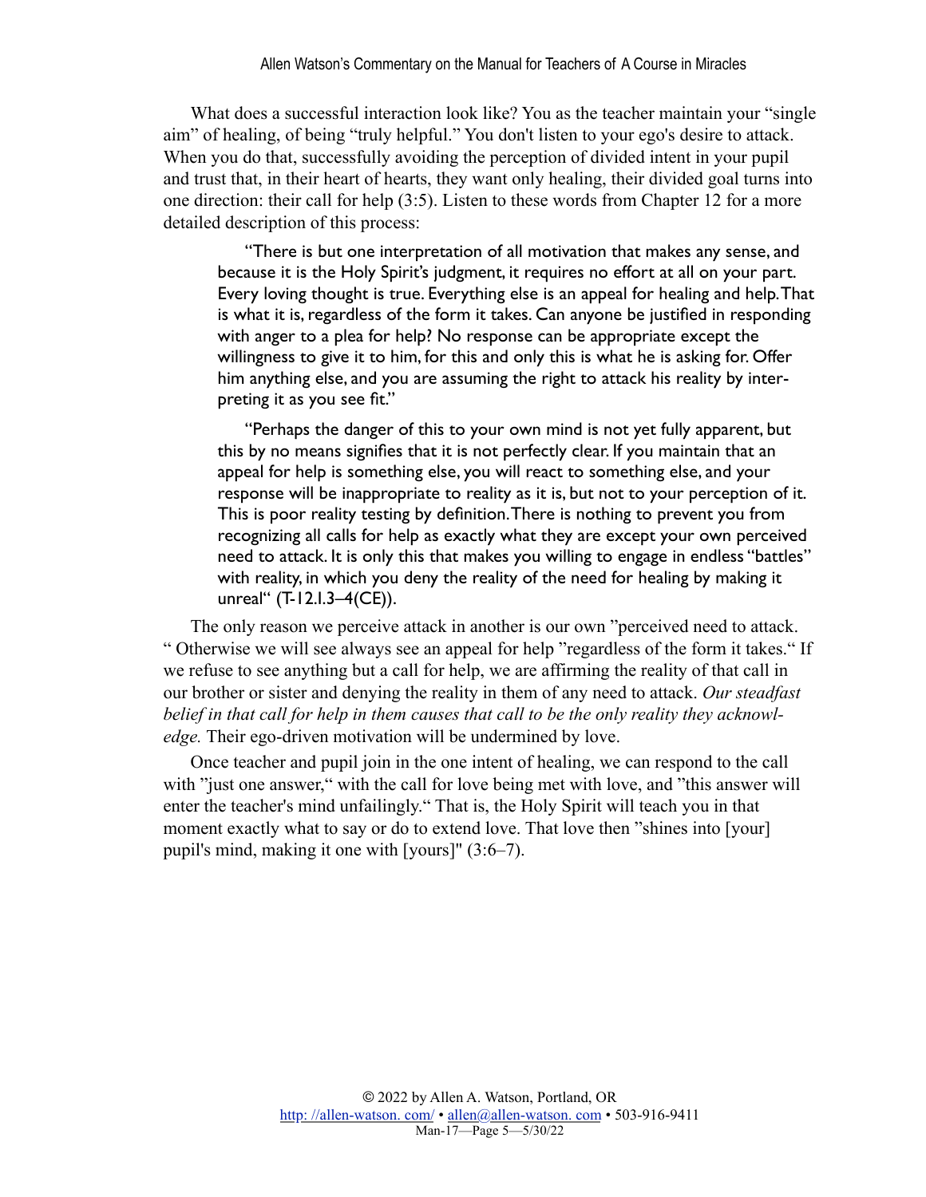What does a successful interaction look like? You as the teacher maintain your "single aim" of healing, of being "truly helpful." You don't listen to your ego's desire to attack. When you do that, successfully avoiding the perception of divided intent in your pupil and trust that, in their heart of hearts, they want only healing, their divided goal turns into one direction: their call for help (3:5). Listen to these words from Chapter 12 for a more detailed description of this process:

> "There is but one interpretation of all motivation that makes any sense, and because it is the Holy Spirit's judgment, it requires no effort at all on your part. Every loving thought is true. Everything else is an appeal for healing and help. That is what it is, regardless of the form it takes. Can anyone be justified in responding with anger to a plea for help? No response can be appropriate except the willingness to give it to him, for this and only this is what he is asking for. Offer him anything else, and you are assuming the right to attack his reality by interpreting it as you see fit."
>
> "Perhaps the danger of this to your own mind is not yet fully apparent, but this by no means signifies that it is not perfectly clear. If you maintain that an appeal for help is something else, you will react to something else, and your response will be inappropriate to reality as it is, but not to your perception of it. This is poor reality testing by definition. There is nothing to prevent you from recognizing all calls for help as exactly what they are except your own perceived need to attack. It is only this that makes you willing to engage in endless "battles" with reality, in which you deny the reality of the need for healing by making it unreal" (T-12.I.3–4(CE)).

The only reason we perceive attack in another is our own "perceived need to attack." Otherwise we will see always see an appeal for help "regardless of the form it takes." If we refuse to see anything but a call for help, we are affirming the reality of that call in our brother or sister and denying the reality in them of any need to attack. *Our steadfast belief in that call for help in them causes that call to be the only reality they acknowledge.* Their ego-driven motivation will be undermined by love.

Once teacher and pupil join in the one intent of healing, we can respond to the call with "just one answer," with the call for love being met with love, and "this answer will enter the teacher's mind unfailingly." That is, the Holy Spirit will teach you in that moment exactly what to say or do to extend love. That love then "shines into [your] pupil's mind, making it one with [yours]" (3:6–7).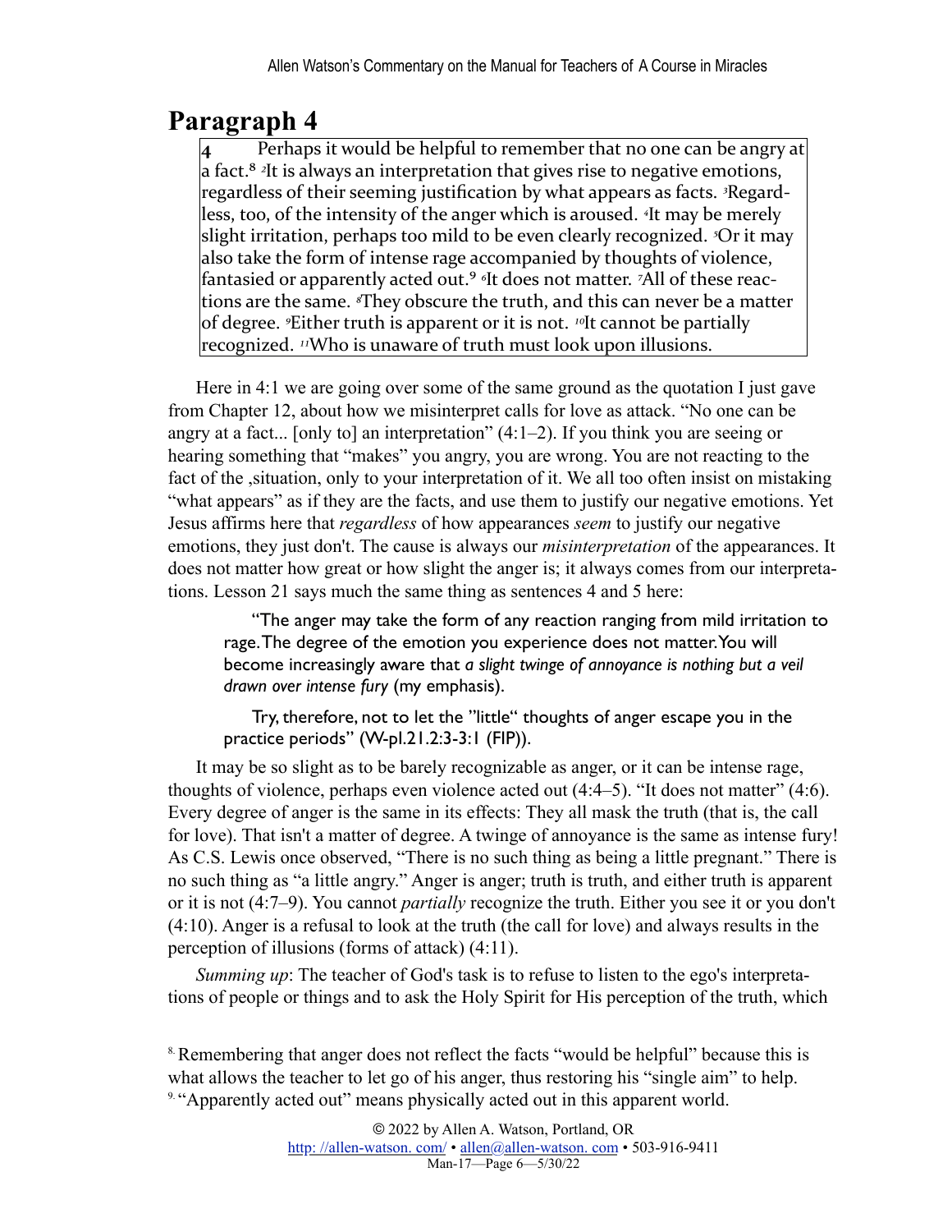## Paragraph 4

> **4** Perhaps it would be helpful to remember that no one can be angry at a fact.[8] [2]It is always an interpretation that gives rise to negative emotions, regardless of their seeming justification by what appears as facts. [3]Regardless, too, of the intensity of the anger which is aroused. [4]It may be merely slight irritation, perhaps too mild to be even clearly recognized. [5]Or it may also take the form of intense rage accompanied by thoughts of violence, fantasied or apparently acted out.[9] [6]It does not matter. [7]All of these reactions are the same. [8]They obscure the truth, and this can never be a matter of degree. [9]Either truth is apparent or it is not. [10]It cannot be partially recognized. [11]Who is unaware of truth must look upon illusions.

Here in 4:1 we are going over some of the same ground as the quotation I just gave from Chapter 12, about how we misinterpret calls for love as attack. "No one can be angry at a fact... [only to] an interpretation" (4:1–2). If you think you are seeing or hearing something that "makes" you angry, you are wrong. You are not reacting to the fact of the ,situation, only to your interpretation of it. We all too often insist on mistaking "what appears" as if they are the facts, and use them to justify our negative emotions. Yet Jesus affirms here that *regardless* of how appearances *seem* to justify our negative emotions, they just don't. The cause is always our *misinterpretation* of the appearances. It does not matter how great or how slight the anger is; it always comes from our interpretations. Lesson 21 says much the same thing as sentences 4 and 5 here:

> "The anger may take the form of any reaction ranging from mild irritation to rage. The degree of the emotion you experience does not matter. You will become increasingly aware that *a slight twinge of annoyance is nothing but a veil drawn over intense fury* (my emphasis).
>
> Try, therefore, not to let the "little" thoughts of anger escape you in the practice periods" (W-pI.21.2:3-3:1 (FIP)).

It may be so slight as to be barely recognizable as anger, or it can be intense rage, thoughts of violence, perhaps even violence acted out (4:4–5). "It does not matter" (4:6). Every degree of anger is the same in its effects: They all mask the truth (that is, the call for love). That isn't a matter of degree. A twinge of annoyance is the same as intense fury! As C.S. Lewis once observed, "There is no such thing as being a little pregnant." There is no such thing as "a little angry." Anger is anger; truth is truth, and either truth is apparent or it is not (4:7–9). You cannot *partially* recognize the truth. Either you see it or you don't (4:10). Anger is a refusal to look at the truth (the call for love) and always results in the perception of illusions (forms of attack) (4:11).

*Summing up*: The teacher of God's task is to refuse to listen to the ego's interpretations of people or things and to ask the Holy Spirit for His perception of the truth, which

---

[8] Remembering that anger does not reflect the facts "would be helpful" because this is what allows the teacher to let go of his anger, thus restoring his "single aim" to help.

[9] "Apparently acted out" means physically acted out in this apparent world.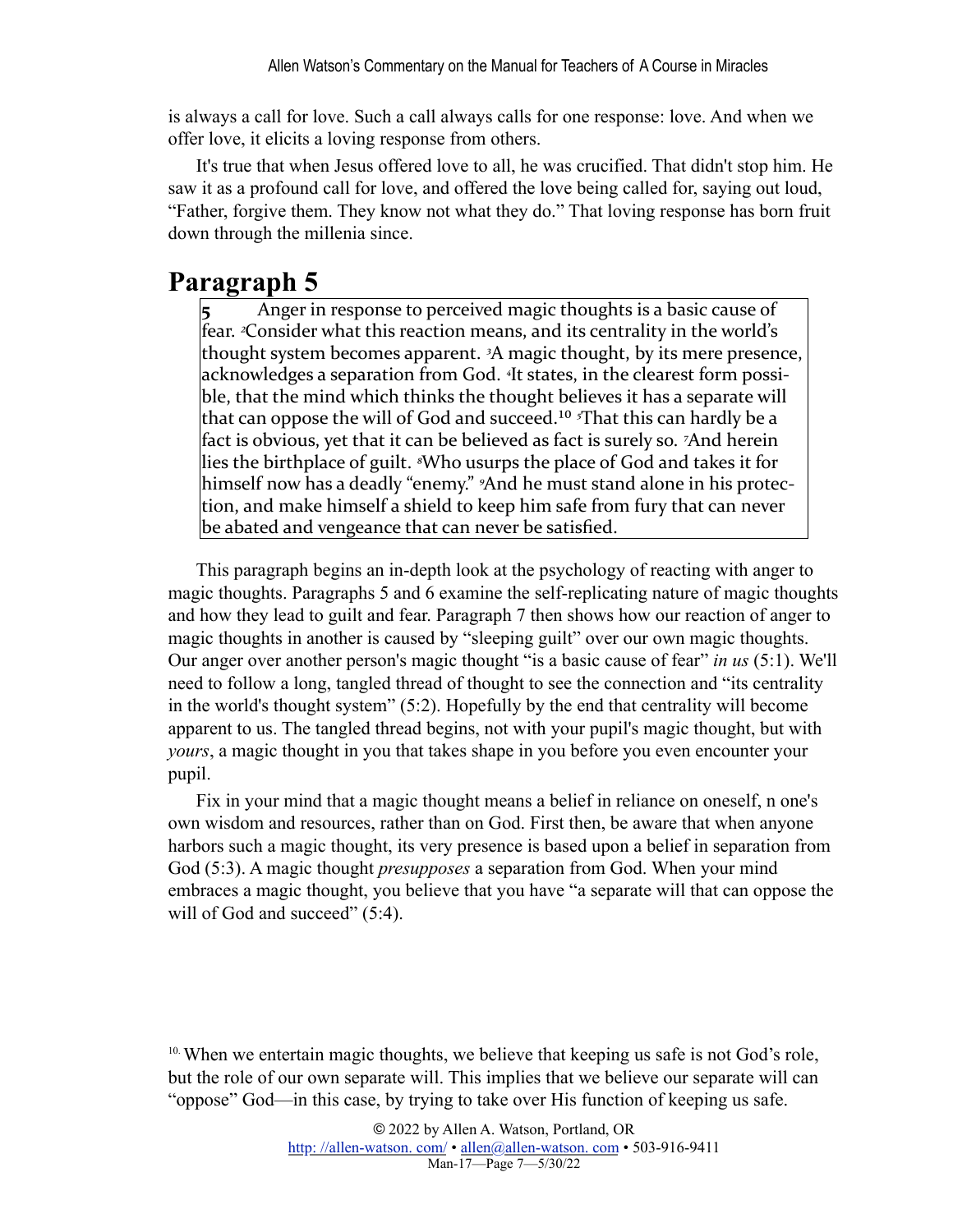is always a call for love. Such a call always calls for one response: love. And when we offer love, it elicits a loving response from others.

It's true that when Jesus offered love to all, he was crucified. That didn't stop him. He saw it as a profound call for love, and offered the love being called for, saying out loud, "Father, forgive them. They know not what they do." That loving response has born fruit down through the millenia since.

# Paragraph 5

> **5** Anger in response to perceived magic thoughts is a basic cause of fear. [2]Consider what this reaction means, and its centrality in the world's thought system becomes apparent. [3]A magic thought, by its mere presence, acknowledges a separation from God. [4]It states, in the clearest form possible, that the mind which thinks the thought believes it has a separate will that can oppose the will of God and succeed.[10] [5]That this can hardly be a fact is obvious, yet that it can be believed as fact is surely so. [7]And herein lies the birthplace of guilt. [8]Who usurps the place of God and takes it for himself now has a deadly "enemy." [9]And he must stand alone in his protection, and make himself a shield to keep him safe from fury that can never be abated and vengeance that can never be satisfied.

This paragraph begins an in-depth look at the psychology of reacting with anger to magic thoughts. Paragraphs 5 and 6 examine the self-replicating nature of magic thoughts and how they lead to guilt and fear. Paragraph 7 then shows how our reaction of anger to magic thoughts in another is caused by "sleeping guilt" over our own magic thoughts. Our anger over another person's magic thought "is a basic cause of fear" *in us* (5:1). We'll need to follow a long, tangled thread of thought to see the connection and "its centrality in the world's thought system" (5:2). Hopefully by the end that centrality will become apparent to us. The tangled thread begins, not with your pupil's magic thought, but with *yours*, a magic thought in you that takes shape in you before you even encounter your pupil.

Fix in your mind that a magic thought means a belief in reliance on oneself, n one's own wisdom and resources, rather than on God. First then, be aware that when anyone harbors such a magic thought, its very presence is based upon a belief in separation from God (5:3). A magic thought *presupposes* a separation from God. When your mind embraces a magic thought, you believe that you have "a separate will that can oppose the will of God and succeed" (5:4).

[10] When we entertain magic thoughts, we believe that keeping us safe is not God's role, but the role of our own separate will. This implies that we believe our separate will can "oppose" God—in this case, by trying to take over His function of keeping us safe.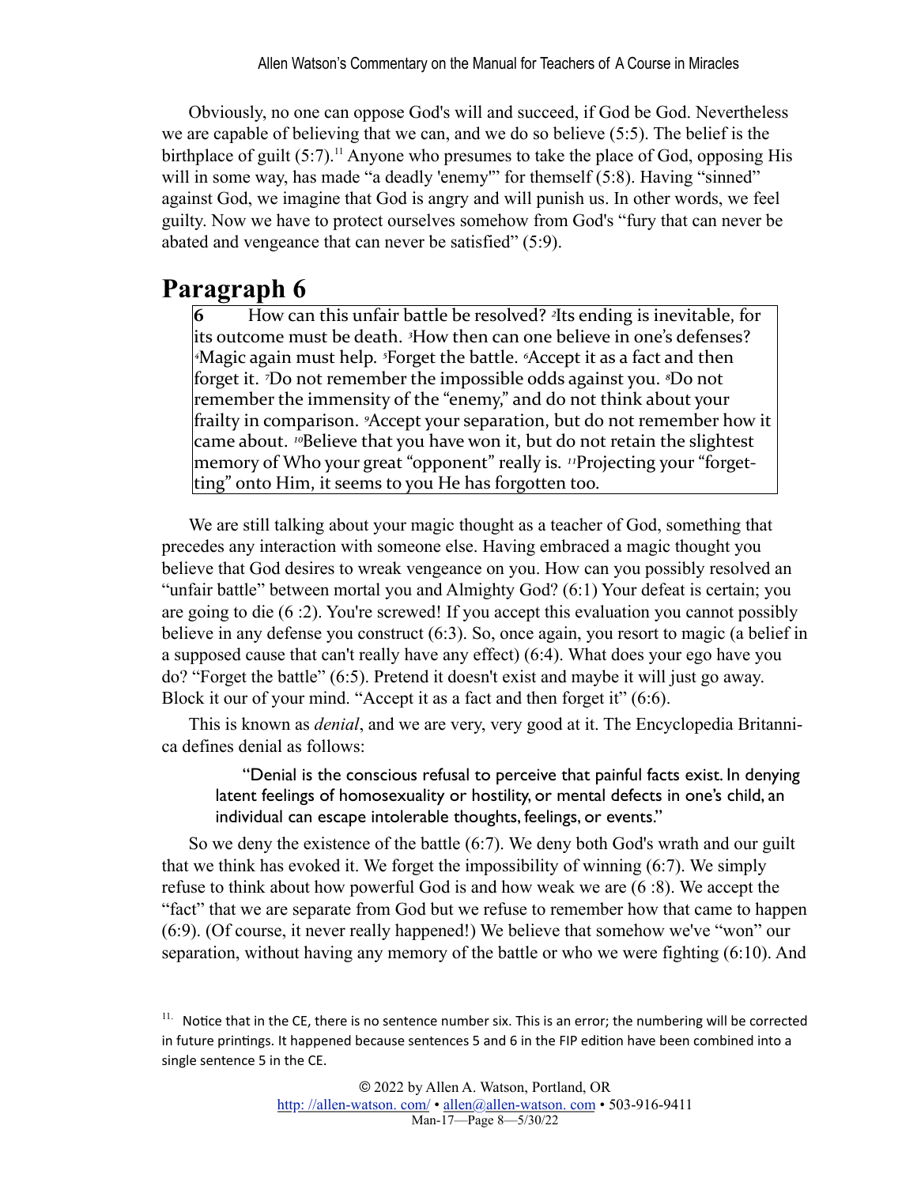Obviously, no one can oppose God's will and succeed, if God be God. Nevertheless we are capable of believing that we can, and we do so believe (5:5). The belief is the birthplace of guilt (5:7).[11] Anyone who presumes to take the place of God, opposing His will in some way, has made "a deadly 'enemy'" for themself (5:8). Having "sinned" against God, we imagine that God is angry and will punish us. In other words, we feel guilty. Now we have to protect ourselves somehow from God's "fury that can never be abated and vengeance that can never be satisfied" (5:9).

# Paragraph 6

> **6** How can this unfair battle be resolved? ²Its ending is inevitable, for its outcome must be death. ³How then can one believe in one's defenses? ⁴Magic again must help. ⁵Forget the battle. ⁶Accept it as a fact and then forget it. ⁷Do not remember the impossible odds against you. ⁸Do not remember the immensity of the "enemy," and do not think about your frailty in comparison. ⁹Accept your separation, but do not remember how it came about. ¹⁰Believe that you have won it, but do not retain the slightest memory of Who your great "opponent" really is. ¹¹Projecting your "forgetting" onto Him, it seems to you He has forgotten too.

We are still talking about your magic thought as a teacher of God, something that precedes any interaction with someone else. Having embraced a magic thought you believe that God desires to wreak vengeance on you. How can you possibly resolved an "unfair battle" between mortal you and Almighty God? (6:1) Your defeat is certain; you are going to die (6 :2). You're screwed! If you accept this evaluation you cannot possibly believe in any defense you construct (6:3). So, once again, you resort to magic (a belief in a supposed cause that can't really have any effect) (6:4). What does your ego have you do? "Forget the battle" (6:5). Pretend it doesn't exist and maybe it will just go away. Block it our of your mind. "Accept it as a fact and then forget it" (6:6).

This is known as *denial*, and we are very, very good at it. The Encyclopedia Britannica defines denial as follows:

> "Denial is the conscious refusal to perceive that painful facts exist. In denying latent feelings of homosexuality or hostility, or mental defects in one's child, an individual can escape intolerable thoughts, feelings, or events."

So we deny the existence of the battle (6:7). We deny both God's wrath and our guilt that we think has evoked it. We forget the impossibility of winning (6:7). We simply refuse to think about how powerful God is and how weak we are (6 :8). We accept the "fact" that we are separate from God but we refuse to remember how that came to happen (6:9). (Of course, it never really happened!) We believe that somehow we've "won" our separation, without having any memory of the battle or who we were fighting (6:10). And

[11] Notice that in the CE, there is no sentence number six. This is an error; the numbering will be corrected in future printings. It happened because sentences 5 and 6 in the FIP edition have been combined into a single sentence 5 in the CE.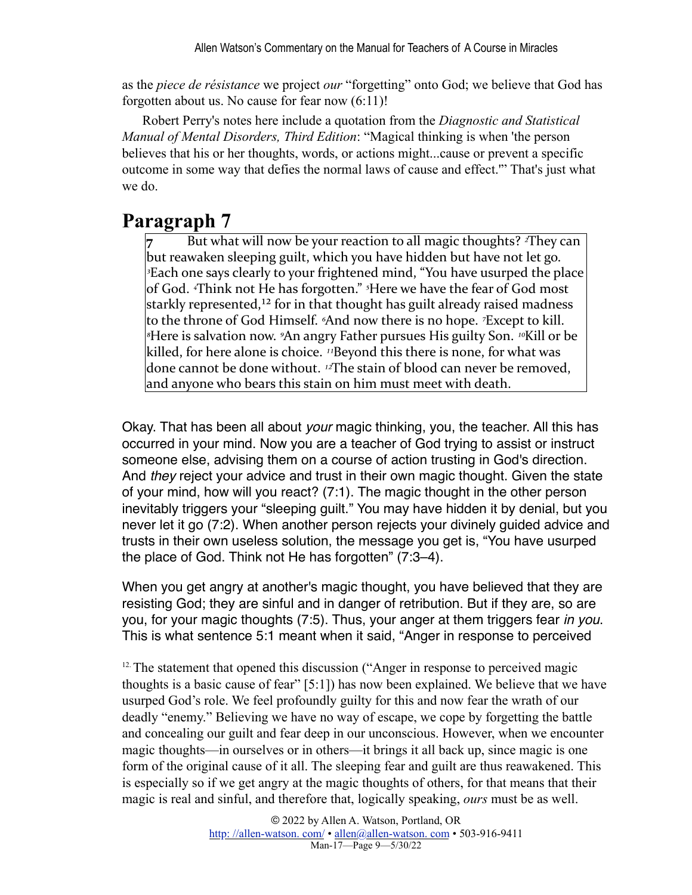as the *piece de résistance* we project *our* "forgetting" onto God; we believe that God has forgotten about us. No cause for fear now (6:11)!

Robert Perry's notes here include a quotation from the *Diagnostic and Statistical Manual of Mental Disorders, Third Edition*: "Magical thinking is when 'the person believes that his or her thoughts, words, or actions might...cause or prevent a specific outcome in some way that defies the normal laws of cause and effect.'" That's just what we do.

## Paragraph 7

> **7** But what will now be your reaction to all magic thoughts? [2]They can but reawaken sleeping guilt, which you have hidden but have not let go. [3]Each one says clearly to your frightened mind, "You have usurped the place of God. [4]Think not He has forgotten." [5]Here we have the fear of God most starkly represented,[12] for in that thought has guilt already raised madness to the throne of God Himself. [6]And now there is no hope. [7]Except to kill. [8]Here is salvation now. [9]An angry Father pursues His guilty Son. [10]Kill or be killed, for here alone is choice. [11]Beyond this there is none, for what was done cannot be done without. [12]The stain of blood can never be removed, and anyone who bears this stain on him must meet with death.

Okay. That has been all about *your* magic thinking, you, the teacher. All this has occurred in your mind. Now you are a teacher of God trying to assist or instruct someone else, advising them on a course of action trusting in God's direction. And *they* reject your advice and trust in their own magic thought. Given the state of your mind, how will you react? (7:1). The magic thought in the other person inevitably triggers your "sleeping guilt." You may have hidden it by denial, but you never let it go (7:2). When another person rejects your divinely guided advice and trusts in their own useless solution, the message you get is, "You have usurped the place of God. Think not He has forgotten" (7:3–4).

When you get angry at another's magic thought, you have believed that they are resisting God; they are sinful and in danger of retribution. But if they are, so are you, for your magic thoughts (7:5). Thus, your anger at them triggers fear *in you*. This is what sentence 5:1 meant when it said, "Anger in response to perceived

[12] The statement that opened this discussion ("Anger in response to perceived magic thoughts is a basic cause of fear" [5:1]) has now been explained. We believe that we have usurped God's role. We feel profoundly guilty for this and now fear the wrath of our deadly "enemy." Believing we have no way of escape, we cope by forgetting the battle and concealing our guilt and fear deep in our unconscious. However, when we encounter magic thoughts—in ourselves or in others—it brings it all back up, since magic is one form of the original cause of it all. The sleeping fear and guilt are thus reawakened. This is especially so if we get angry at the magic thoughts of others, for that means that their magic is real and sinful, and therefore that, logically speaking, *ours* must be as well.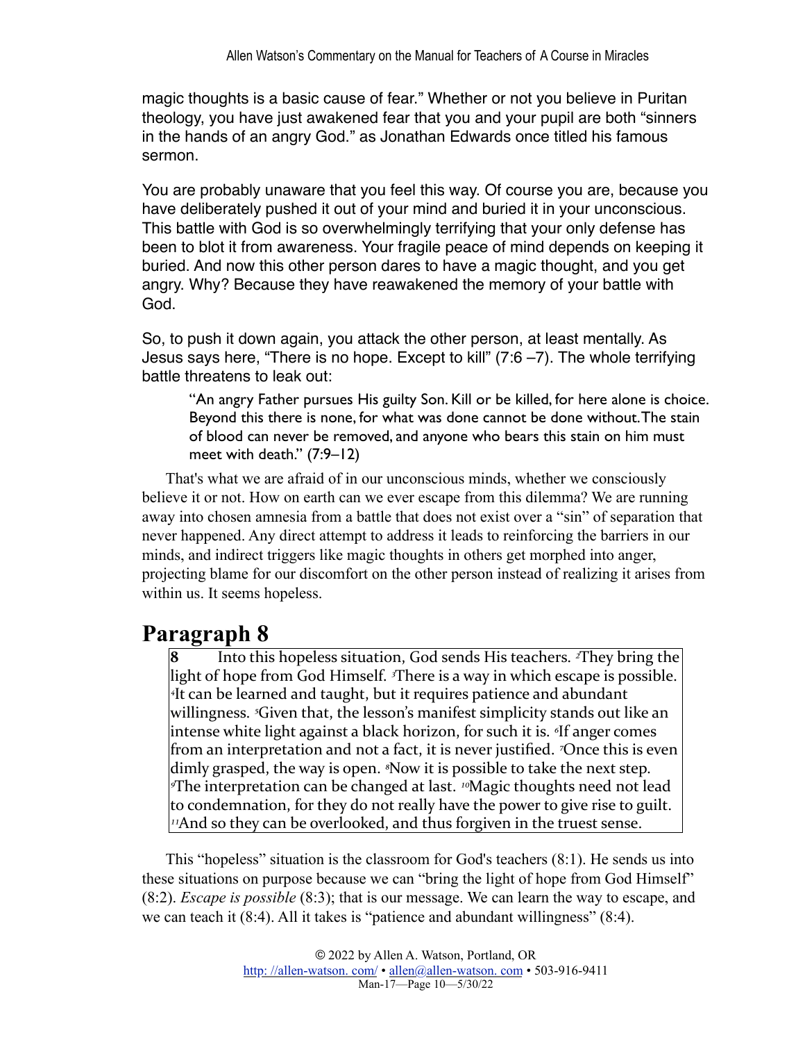magic thoughts is a basic cause of fear." Whether or not you believe in Puritan theology, you have just awakened fear that you and your pupil are both "sinners in the hands of an angry God." as Jonathan Edwards once titled his famous sermon.

You are probably unaware that you feel this way. Of course you are, because you have deliberately pushed it out of your mind and buried it in your unconscious. This battle with God is so overwhelmingly terrifying that your only defense has been to blot it from awareness. Your fragile peace of mind depends on keeping it buried. And now this other person dares to have a magic thought, and you get angry. Why? Because they have reawakened the memory of your battle with God.

So, to push it down again, you attack the other person, at least mentally. As Jesus says here, "There is no hope. Except to kill" (7:6 –7). The whole terrifying battle threatens to leak out:

> "An angry Father pursues His guilty Son. Kill or be killed, for here alone is choice. Beyond this there is none, for what was done cannot be done without. The stain of blood can never be removed, and anyone who bears this stain on him must meet with death." (7:9–12)

That's what we are afraid of in our unconscious minds, whether we consciously believe it or not. How on earth can we ever escape from this dilemma? We are running away into chosen amnesia from a battle that does not exist over a "sin" of separation that never happened. Any direct attempt to address it leads to reinforcing the barriers in our minds, and indirect triggers like magic thoughts in others get morphed into anger, projecting blame for our discomfort on the other person instead of realizing it arises from within us. It seems hopeless.

# Paragraph 8

> **8** Into this hopeless situation, God sends His teachers. [2]They bring the light of hope from God Himself. [3]There is a way in which escape is possible. [4]It can be learned and taught, but it requires patience and abundant willingness. [5]Given that, the lesson's manifest simplicity stands out like an intense white light against a black horizon, for such it is. [6]If anger comes from an interpretation and not a fact, it is never justified. [7]Once this is even dimly grasped, the way is open. [8]Now it is possible to take the next step. [9]The interpretation can be changed at last. [10]Magic thoughts need not lead to condemnation, for they do not really have the power to give rise to guilt. [11]And so they can be overlooked, and thus forgiven in the truest sense.

This "hopeless" situation is the classroom for God's teachers (8:1). He sends us into these situations on purpose because we can "bring the light of hope from God Himself" (8:2). *Escape is possible* (8:3); that is our message. We can learn the way to escape, and we can teach it (8:4). All it takes is "patience and abundant willingness" (8:4).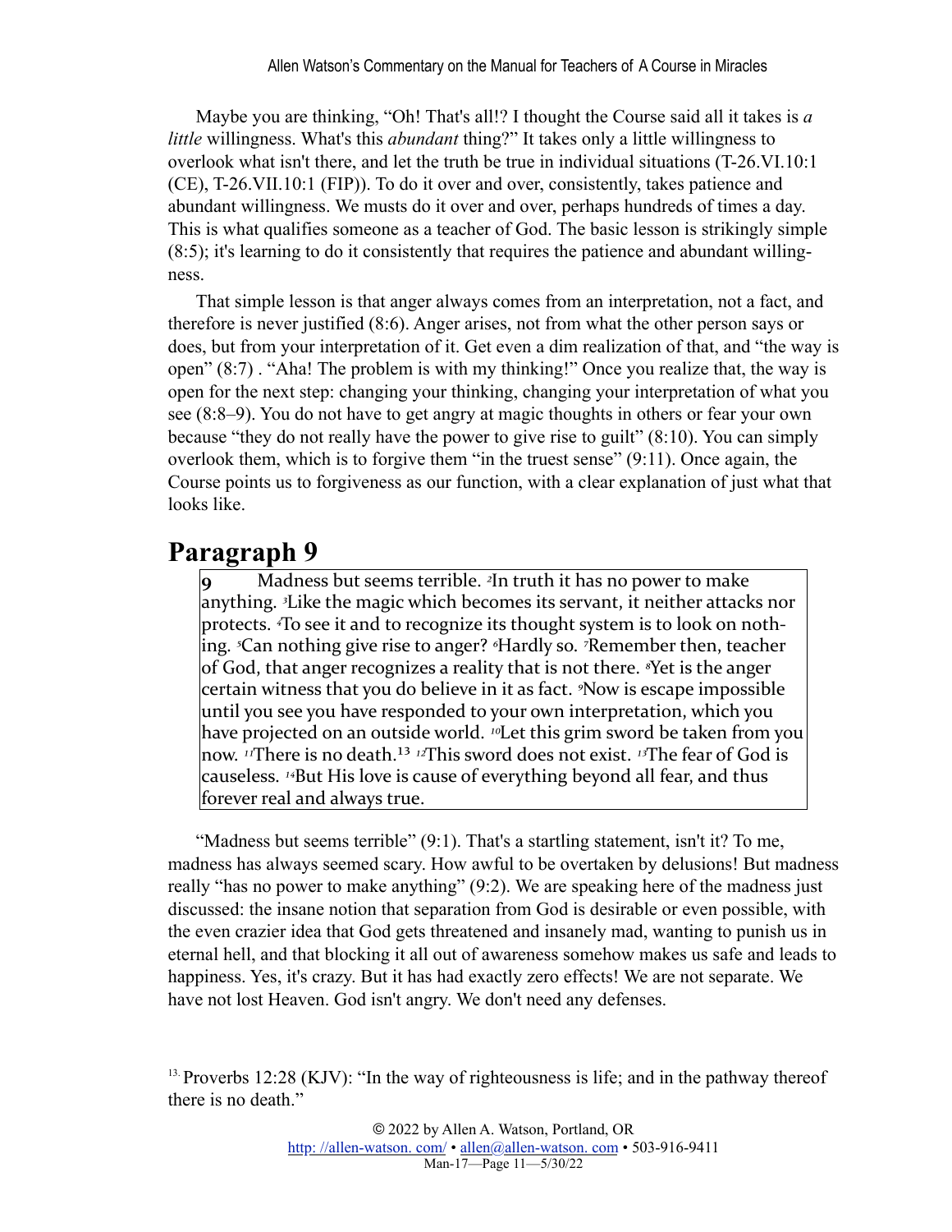Maybe you are thinking, "Oh! That's all!? I thought the Course said all it takes is *a little* willingness. What's this *abundant* thing?" It takes only a little willingness to overlook what isn't there, and let the truth be true in individual situations (T-26.VI.10:1 (CE), T-26.VII.10:1 (FIP)). To do it over and over, consistently, takes patience and abundant willingness. We musts do it over and over, perhaps hundreds of times a day. This is what qualifies someone as a teacher of God. The basic lesson is strikingly simple (8:5); it's learning to do it consistently that requires the patience and abundant willingness.

That simple lesson is that anger always comes from an interpretation, not a fact, and therefore is never justified (8:6). Anger arises, not from what the other person says or does, but from your interpretation of it. Get even a dim realization of that, and "the way is open" (8:7) . "Aha! The problem is with my thinking!" Once you realize that, the way is open for the next step: changing your thinking, changing your interpretation of what you see (8:8–9). You do not have to get angry at magic thoughts in others or fear your own because "they do not really have the power to give rise to guilt" (8:10). You can simply overlook them, which is to forgive them "in the truest sense" (9:11). Once again, the Course points us to forgiveness as our function, with a clear explanation of just what that looks like.

## Paragraph 9

> **9** Madness but seems terrible. [2]In truth it has no power to make anything. [3]Like the magic which becomes its servant, it neither attacks nor protects. [4]To see it and to recognize its thought system is to look on nothing. [5]Can nothing give rise to anger? [6]Hardly so. [7]Remember then, teacher of God, that anger recognizes a reality that is not there. [8]Yet is the anger certain witness that you do believe in it as fact. [9]Now is escape impossible until you see you have responded to your own interpretation, which you have projected on an outside world. [10]Let this grim sword be taken from you now. [11]There is no death.[13] [12]This sword does not exist. [13]The fear of God is causeless. [14]But His love is cause of everything beyond all fear, and thus forever real and always true.

"Madness but seems terrible" (9:1). That's a startling statement, isn't it? To me, madness has always seemed scary. How awful to be overtaken by delusions! But madness really "has no power to make anything" (9:2). We are speaking here of the madness just discussed: the insane notion that separation from God is desirable or even possible, with the even crazier idea that God gets threatened and insanely mad, wanting to punish us in eternal hell, and that blocking it all out of awareness somehow makes us safe and leads to happiness. Yes, it's crazy. But it has had exactly zero effects! We are not separate. We have not lost Heaven. God isn't angry. We don't need any defenses.

[13] Proverbs 12:28 (KJV): "In the way of righteousness is life; and in the pathway thereof there is no death."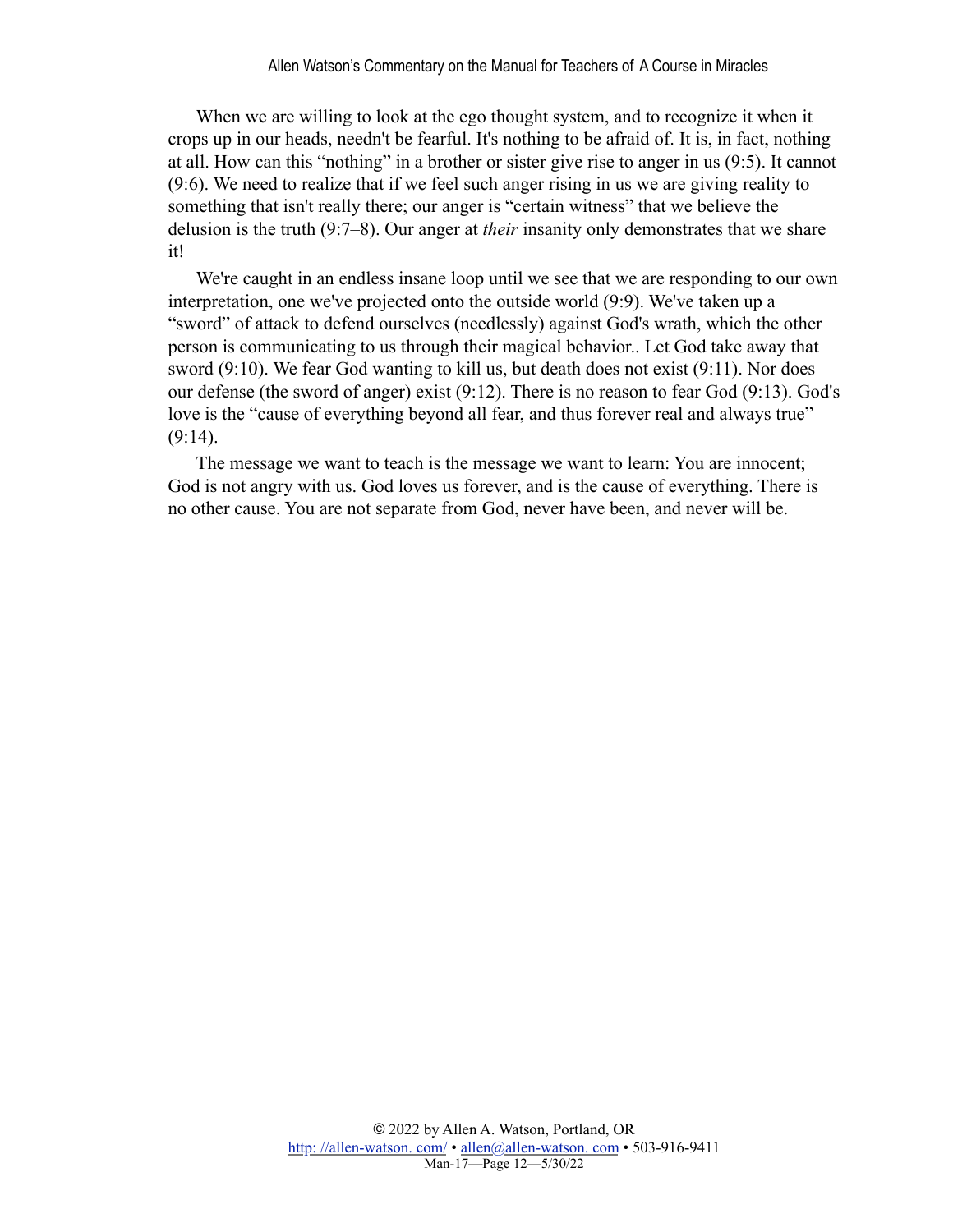When we are willing to look at the ego thought system, and to recognize it when it crops up in our heads, needn't be fearful. It's nothing to be afraid of. It is, in fact, nothing at all. How can this "nothing" in a brother or sister give rise to anger in us (9:5). It cannot (9:6). We need to realize that if we feel such anger rising in us we are giving reality to something that isn't really there; our anger is "certain witness" that we believe the delusion is the truth (9:7–8). Our anger at *their* insanity only demonstrates that we share it!

We're caught in an endless insane loop until we see that we are responding to our own interpretation, one we've projected onto the outside world (9:9). We've taken up a "sword" of attack to defend ourselves (needlessly) against God's wrath, which the other person is communicating to us through their magical behavior.. Let God take away that sword (9:10). We fear God wanting to kill us, but death does not exist (9:11). Nor does our defense (the sword of anger) exist (9:12). There is no reason to fear God (9:13). God's love is the "cause of everything beyond all fear, and thus forever real and always true" (9:14).

The message we want to teach is the message we want to learn: You are innocent; God is not angry with us. God loves us forever, and is the cause of everything. There is no other cause. You are not separate from God, never have been, and never will be.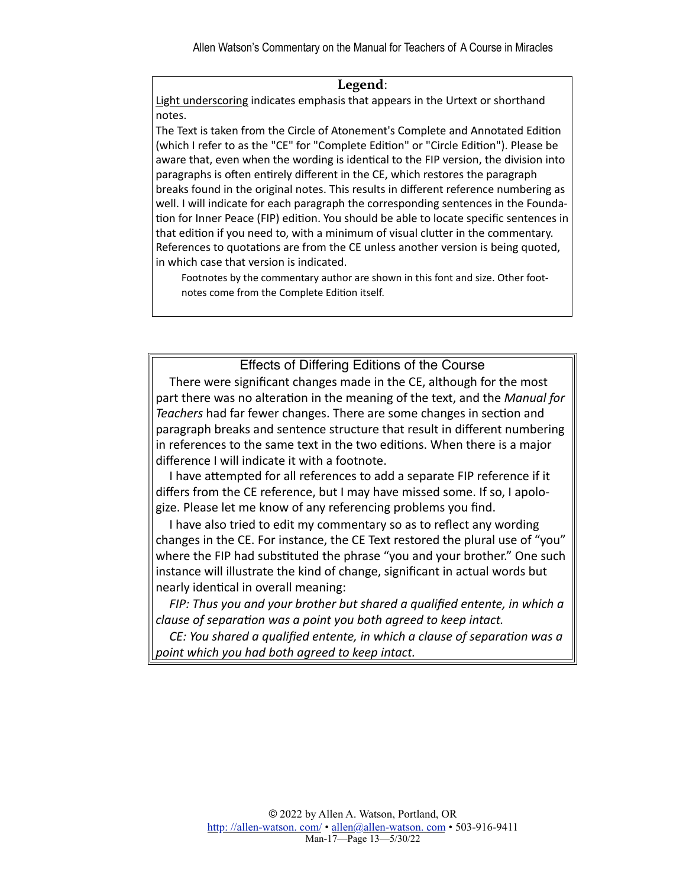## **Legend**:

Light underscoring indicates emphasis that appears in the Urtext or shorthand notes.

The Text is taken from the Circle of Atonement's Complete and Annotated Edition (which I refer to as the "CE" for "Complete Edition" or "Circle Edition"). Please be aware that, even when the wording is identical to the FIP version, the division into paragraphs is often entirely different in the CE, which restores the paragraph breaks found in the original notes. This results in different reference numbering as well. I will indicate for each paragraph the corresponding sentences in the Foundation for Inner Peace (FIP) edition. You should be able to locate specific sentences in that edition if you need to, with a minimum of visual clutter in the commentary. References to quotations are from the CE unless another version is being quoted, in which case that version is indicated.

Footnotes by the commentary author are shown in this font and size. Other footnotes come from the Complete Edition itself.

## Effects of Differing Editions of the Course

There were significant changes made in the CE, although for the most part there was no alteration in the meaning of the text, and the *Manual for Teachers* had far fewer changes. There are some changes in section and paragraph breaks and sentence structure that result in different numbering in references to the same text in the two editions. When there is a major difference I will indicate it with a footnote.

I have attempted for all references to add a separate FIP reference if it differs from the CE reference, but I may have missed some. If so, I apologize. Please let me know of any referencing problems you find.

I have also tried to edit my commentary so as to reflect any wording changes in the CE. For instance, the CE Text restored the plural use of "you" where the FIP had substituted the phrase "you and your brother." One such instance will illustrate the kind of change, significant in actual words but nearly identical in overall meaning:

*FIP: Thus you and your brother but shared a qualified entente, in which a clause of separation was a point you both agreed to keep intact.*

*CE: You shared a qualified entente, in which a clause of separation was a point which you had both agreed to keep intact.*

© 2022 by Allen A. Watson, Portland, OR
http: //allen-watson. com/ • allen@allen-watson. com • 503-916-9411